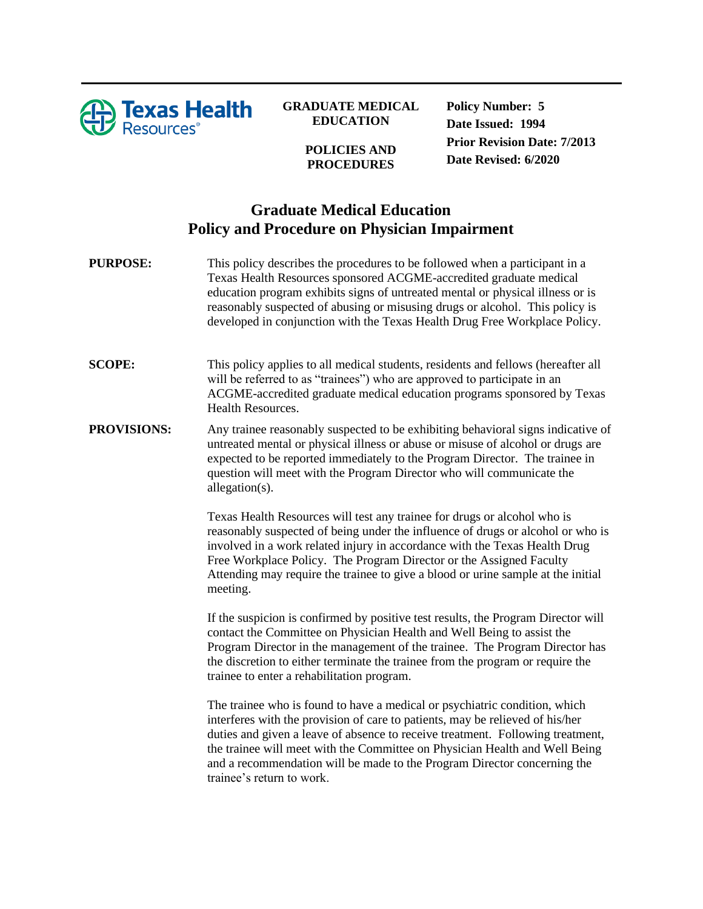Texas Health Resources

**GRADUATE MEDICAL EDUCATION**

**POLICIES AND PROCEDURES**

**Policy Number: 5**
**Date Issued: 1994**
**Prior Revision Date: 7/2013**
**Date Revised: 6/2020**

# Graduate Medical Education
# Policy and Procedure on Physician Impairment

**PURPOSE:**

This policy describes the procedures to be followed when a participant in a Texas Health Resources sponsored ACGME-accredited graduate medical education program exhibits signs of untreated mental or physical illness or is reasonably suspected of abusing or misusing drugs or alcohol. This policy is developed in conjunction with the Texas Health Drug Free Workplace Policy.

**SCOPE:**

This policy applies to all medical students, residents and fellows (hereafter all will be referred to as "trainees") who are approved to participate in an ACGME-accredited graduate medical education programs sponsored by Texas Health Resources.

**PROVISIONS:**

Any trainee reasonably suspected to be exhibiting behavioral signs indicative of untreated mental or physical illness or abuse or misuse of alcohol or drugs are expected to be reported immediately to the Program Director. The trainee in question will meet with the Program Director who will communicate the allegation(s).

Texas Health Resources will test any trainee for drugs or alcohol who is reasonably suspected of being under the influence of drugs or alcohol or who is involved in a work related injury in accordance with the Texas Health Drug Free Workplace Policy. The Program Director or the Assigned Faculty Attending may require the trainee to give a blood or urine sample at the initial meeting.

If the suspicion is confirmed by positive test results, the Program Director will contact the Committee on Physician Health and Well Being to assist the Program Director in the management of the trainee. The Program Director has the discretion to either terminate the trainee from the program or require the trainee to enter a rehabilitation program.

The trainee who is found to have a medical or psychiatric condition, which interferes with the provision of care to patients, may be relieved of his/her duties and given a leave of absence to receive treatment. Following treatment, the trainee will meet with the Committee on Physician Health and Well Being and a recommendation will be made to the Program Director concerning the trainee's return to work.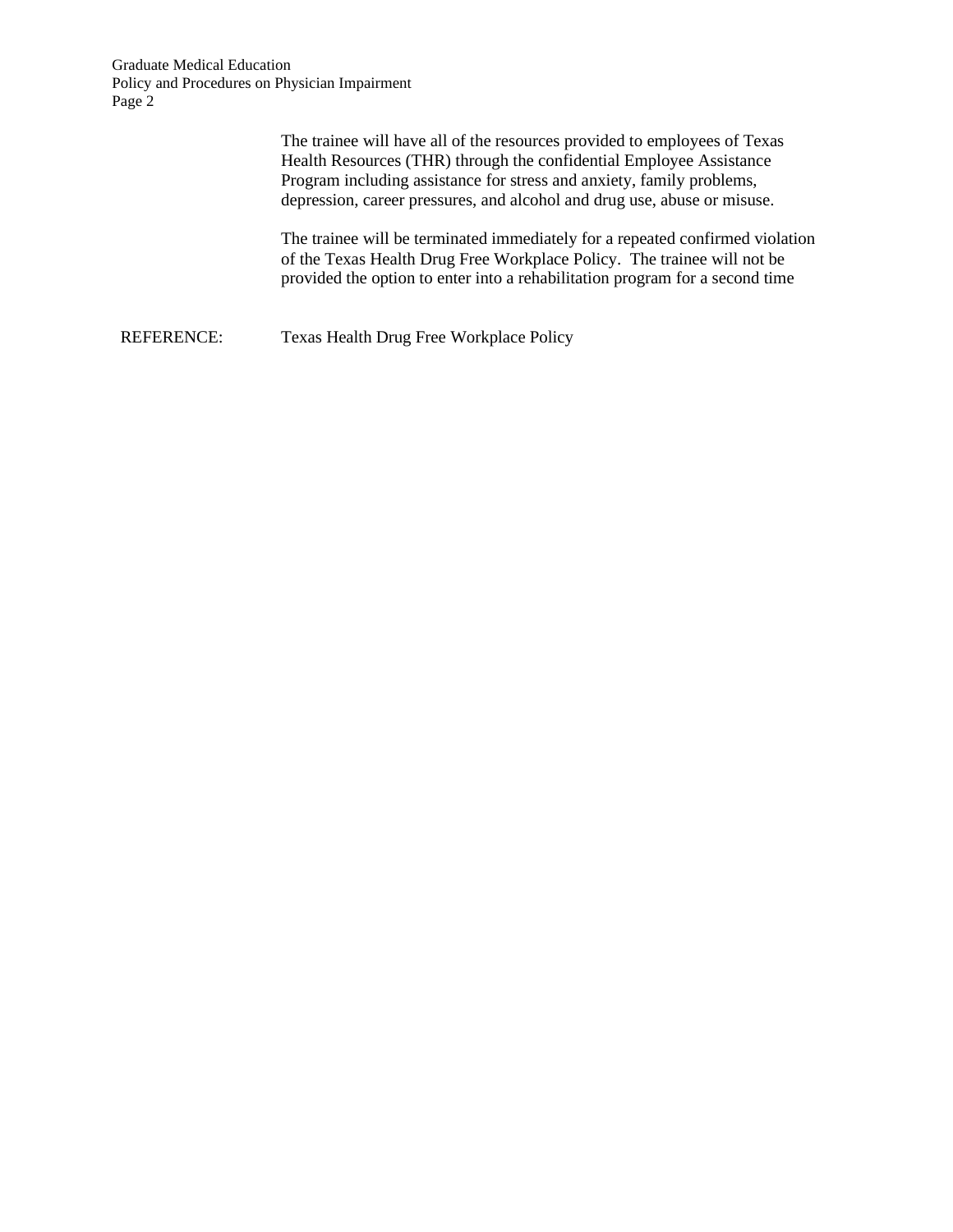The trainee will have all of the resources provided to employees of Texas Health Resources (THR) through the confidential Employee Assistance Program including assistance for stress and anxiety, family problems, depression, career pressures, and alcohol and drug use, abuse or misuse.

The trainee will be terminated immediately for a repeated confirmed violation of the Texas Health Drug Free Workplace Policy. The trainee will not be provided the option to enter into a rehabilitation program for a second time

REFERENCE: Texas Health Drug Free Workplace Policy